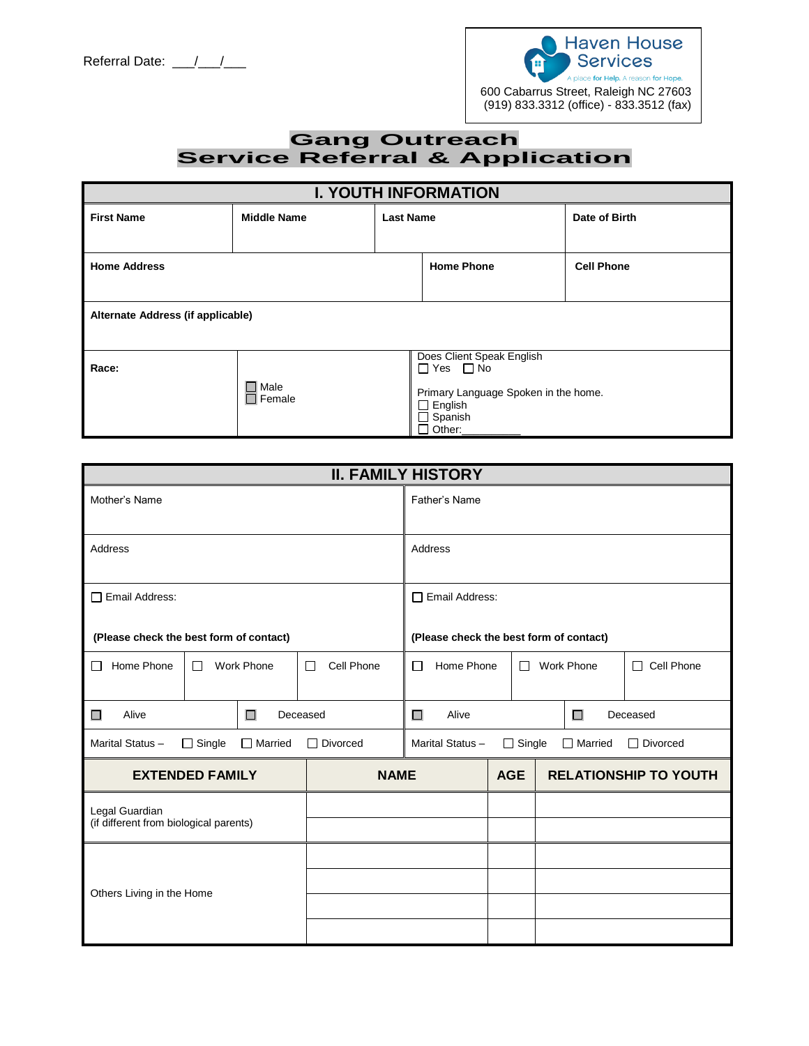Referral Date: ___/___/___

Haven House Services
A place for Help. A reason for Hope.
600 Cabarrus Street, Raleigh NC 27603
(919) 833.3312 (office) - 833.3512 (fax)

# Gang Outreach
# Service Referral & Application

## I. YOUTH INFORMATION

| **First Name** | **Middle Name** | **Last Name** | **Date of Birth** |
|---|---|---|---|
| | | | |

| **Home Address** | **Home Phone** | **Cell Phone** |
|---|---|---|
| | | |

**Alternate Address (if applicable)**

| **Race:** | ☐ Male<br>☐ Female | Does Client Speak English<br>☐ Yes ☐ No<br><br>Primary Language Spoken in the home.<br>☐ English<br>☐ Spanish<br>☐ Other:_________ |
|---|---|---|

## II. FAMILY HISTORY

| Mother's Name | Father's Name |
|---|---|
| Address | Address |
| ☐ Email Address:<br><br>**(Please check the best form of contact)** | ☐ Email Address:<br><br>**(Please check the best form of contact)** |
| ☐ Home Phone ☐ Work Phone ☐ Cell Phone | ☐ Home Phone ☐ Work Phone ☐ Cell Phone |
| ☐ Alive ☐ Deceased | ☐ Alive ☐ Deceased |
| Marital Status – ☐ Single ☐ Married ☐ Divorced | Marital Status – ☐ Single ☐ Married ☐ Divorced |

| **EXTENDED FAMILY** | **NAME** | **AGE** | **RELATIONSHIP TO YOUTH** |
|---|---|---|---|
| Legal Guardian<br>(if different from biological parents) | | | |
| | | | |
| Others Living in the Home | | | |
| | | | |
| | | | |
| | | | |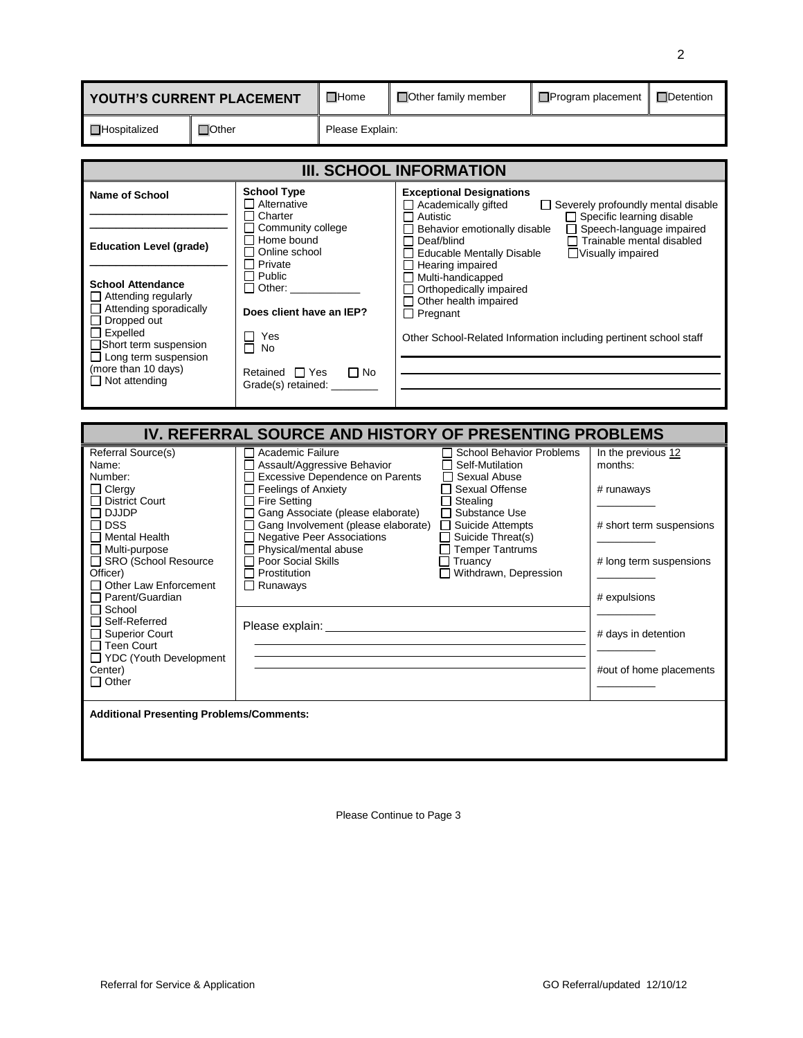| YOUTH'S CURRENT PLACEMENT | | ☐Home | ☐Other family member | ☐Program placement | ☐Detention |
|---|---|---|---|---|---|
| ☐Hospitalized | ☐Other | Please Explain: | | | |

## III. SCHOOL INFORMATION

**Name of School**

______________________

______________________

**Education Level (grade)**

______________________

**School Attendance**
- ☐ Attending regularly
- ☐ Attending sporadically
- ☐ Dropped out
- ☐ Expelled
- ☐ Short term suspension
- ☐ Long term suspension (more than 10 days)
- ☐ Not attending

**School Type**
- ☐ Alternative
- ☐ Charter
- ☐ Community college
- ☐ Home bound
- ☐ Online school
- ☐ Private
- ☐ Public
- ☐ Other: ____________

**Does client have an IEP?**
- ☐ Yes
- ☐ No

Retained ☐ Yes ☐ No
Grade(s) retained: ________

**Exceptional Designations**
- ☐ Academically gifted
- ☐ Autistic
- ☐ Behavior emotionally disable
- ☐ Deaf/blind
- ☐ Educable Mentally Disable
- ☐ Hearing impaired
- ☐ Multi-handicapped
- ☐ Orthopedically impaired
- ☐ Other health impaired
- ☐ Pregnant
- ☐ Severely profoundly mental disable
- ☐ Specific learning disable
- ☐ Speech-language impaired
- ☐ Trainable mental disabled
- ☐ Visually impaired

Other School-Related Information including pertinent school staff

______________________________________________

______________________________________________

______________________________________________

## IV. REFERRAL SOURCE AND HISTORY OF PRESENTING PROBLEMS

Referral Source(s)
Name:
Number:
- ☐ Clergy
- ☐ District Court
- ☐ DJJDP
- ☐ DSS
- ☐ Mental Health
- ☐ Multi-purpose
- ☐ SRO (School Resource Officer)
- ☐ Other Law Enforcement
- ☐ Parent/Guardian
- ☐ School
- ☐ Self-Referred
- ☐ Superior Court
- ☐ Teen Court
- ☐ YDC (Youth Development Center)
- ☐ Other

- ☐ Academic Failure
- ☐ Assault/Aggressive Behavior
- ☐ Excessive Dependence on Parents
- ☐ Feelings of Anxiety
- ☐ Fire Setting
- ☐ Gang Associate (please elaborate)
- ☐ Gang Involvement (please elaborate)
- ☐ Negative Peer Associations
- ☐ Physical/mental abuse
- ☐ Poor Social Skills
- ☐ Prostitution
- ☐ Runaways
- ☐ School Behavior Problems
- ☐ Self-Mutilation
- ☐ Sexual Abuse
- ☐ Sexual Offense
- ☐ Stealing
- ☐ Substance Use
- ☐ Suicide Attempts
- ☐ Suicide Threat(s)
- ☐ Temper Tantrums
- ☐ Truancy
- ☐ Withdrawn, Depression

Please explain: ______________________________________________

______________________________________________

______________________________________________

______________________________________________

In the previous 12 months:

# runaways __________

# short term suspensions __________

# long term suspensions __________

# expulsions __________

# days in detention __________

#out of home placements __________

**Additional Presenting Problems/Comments:**

Please Continue to Page 3

Referral for Service & Application GO Referral/updated 12/10/12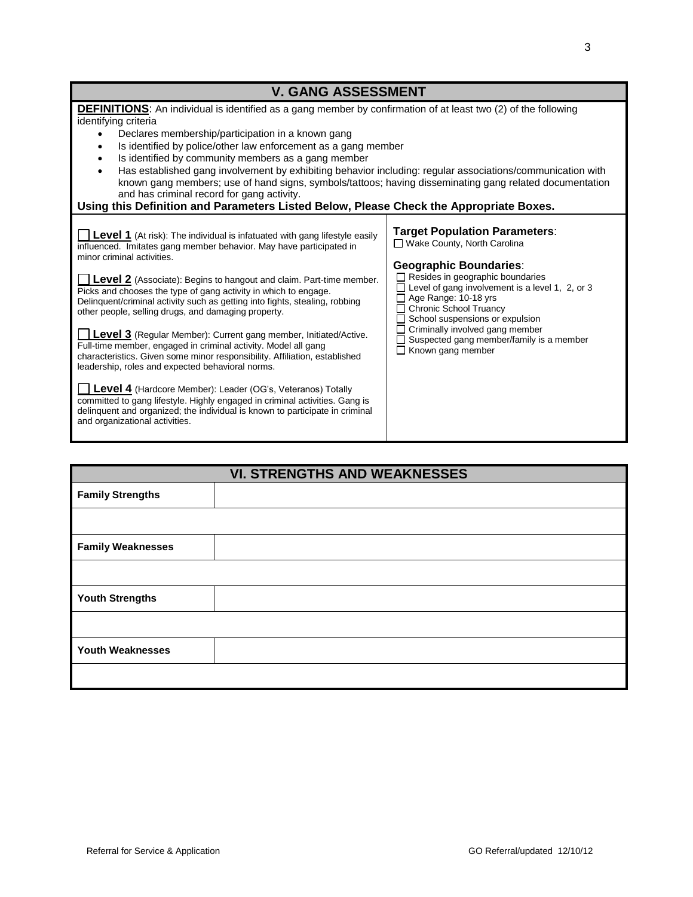## V. GANG ASSESSMENT

**DEFINITIONS**: An individual is identified as a gang member by confirmation of at least two (2) of the following identifying criteria

- Declares membership/participation in a known gang
- Is identified by police/other law enforcement as a gang member
- Is identified by community members as a gang member
- Has established gang involvement by exhibiting behavior including: regular associations/communication with known gang members; use of hand signs, symbols/tattoos; having disseminating gang related documentation and has criminal record for gang activity.

**Using this Definition and Parameters Listed Below, Please Check the Appropriate Boxes.**

☐ **Level 1** (At risk): The individual is infatuated with gang lifestyle easily influenced. Imitates gang member behavior. May have participated in minor criminal activities.

☐ **Level 2** (Associate): Begins to hangout and claim. Part-time member. Picks and chooses the type of gang activity in which to engage. Delinquent/criminal activity such as getting into fights, stealing, robbing other people, selling drugs, and damaging property.

☐ **Level 3** (Regular Member): Current gang member, Initiated/Active. Full-time member, engaged in criminal activity. Model all gang characteristics. Given some minor responsibility. Affiliation, established leadership, roles and expected behavioral norms.

☐ **Level 4** (Hardcore Member): Leader (OG's, Veteranos) Totally committed to gang lifestyle. Highly engaged in criminal activities. Gang is delinquent and organized; the individual is known to participate in criminal and organizational activities.

**Target Population Parameters**:

☐ Wake County, North Carolina

**Geographic Boundaries**:

☐ Resides in geographic boundaries
☐ Level of gang involvement is a level 1, 2, or 3
☐ Age Range: 10-18 yrs
☐ Chronic School Truancy
☐ School suspensions or expulsion
☐ Criminally involved gang member
☐ Suspected gang member/family is a member
☐ Known gang member

## VI. STRENGTHS AND WEAKNESSES

| | |
|---|---|
| **Family Strengths** | |
| | |
| **Family Weaknesses** | |
| | |
| **Youth Strengths** | |
| | |
| **Youth Weaknesses** | |
| | |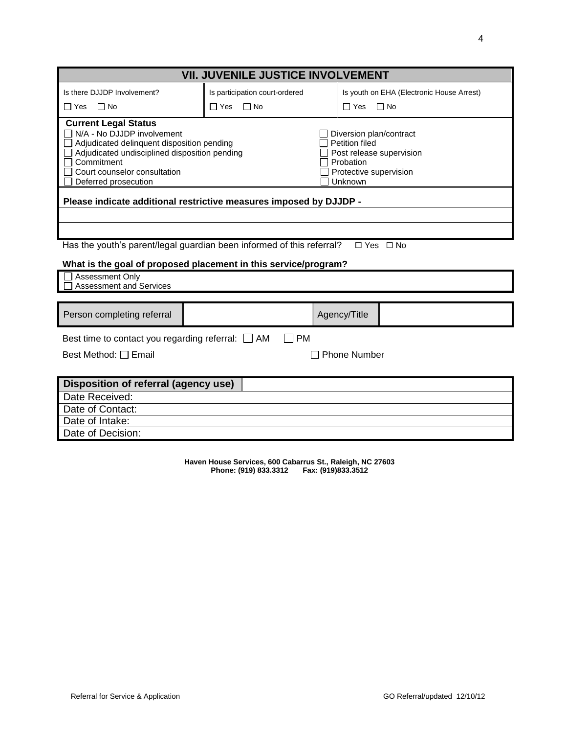## VII. JUVENILE JUSTICE INVOLVEMENT

| Is there DJJDP Involvement? | Is participation court-ordered | Is youth on EHA (Electronic House Arrest) |
|---|---|---|
| ☐ Yes ☐ No | ☐ Yes ☐ No | ☐ Yes ☐ No |

**Current Legal Status**

- ☐ N/A - No DJJDP involvement
- ☐ Adjudicated delinquent disposition pending
- ☐ Adjudicated undisciplined disposition pending
- ☐ Commitment
- ☐ Court counselor consultation
- ☐ Deferred prosecution
- ☐ Diversion plan/contract
- ☐ Petition filed
- ☐ Post release supervision
- ☐ Probation
- ☐ Protective supervision
- ☐ Unknown

**Please indicate additional restrictive measures imposed by DJJDP -**

Has the youth's parent/legal guardian been informed of this referral? ☐ Yes ☐ No

**What is the goal of proposed placement in this service/program?**

- ☐ Assessment Only
- ☐ Assessment and Services

| Person completing referral | | Agency/Title | |
|---|---|---|---|

Best time to contact you regarding referral: ☐ AM ☐ PM

Best Method: ☐ Email ☐ Phone Number

| Disposition of referral (agency use) | |
|---|---|
| Date Received: | |
| Date of Contact: | |
| Date of Intake: | |
| Date of Decision: | |

**Haven House Services, 600 Cabarrus St., Raleigh, NC 27603**
**Phone: (919) 833.3312 Fax: (919)833.3512**

Referral for Service & Application GO Referral/updated 12/10/12